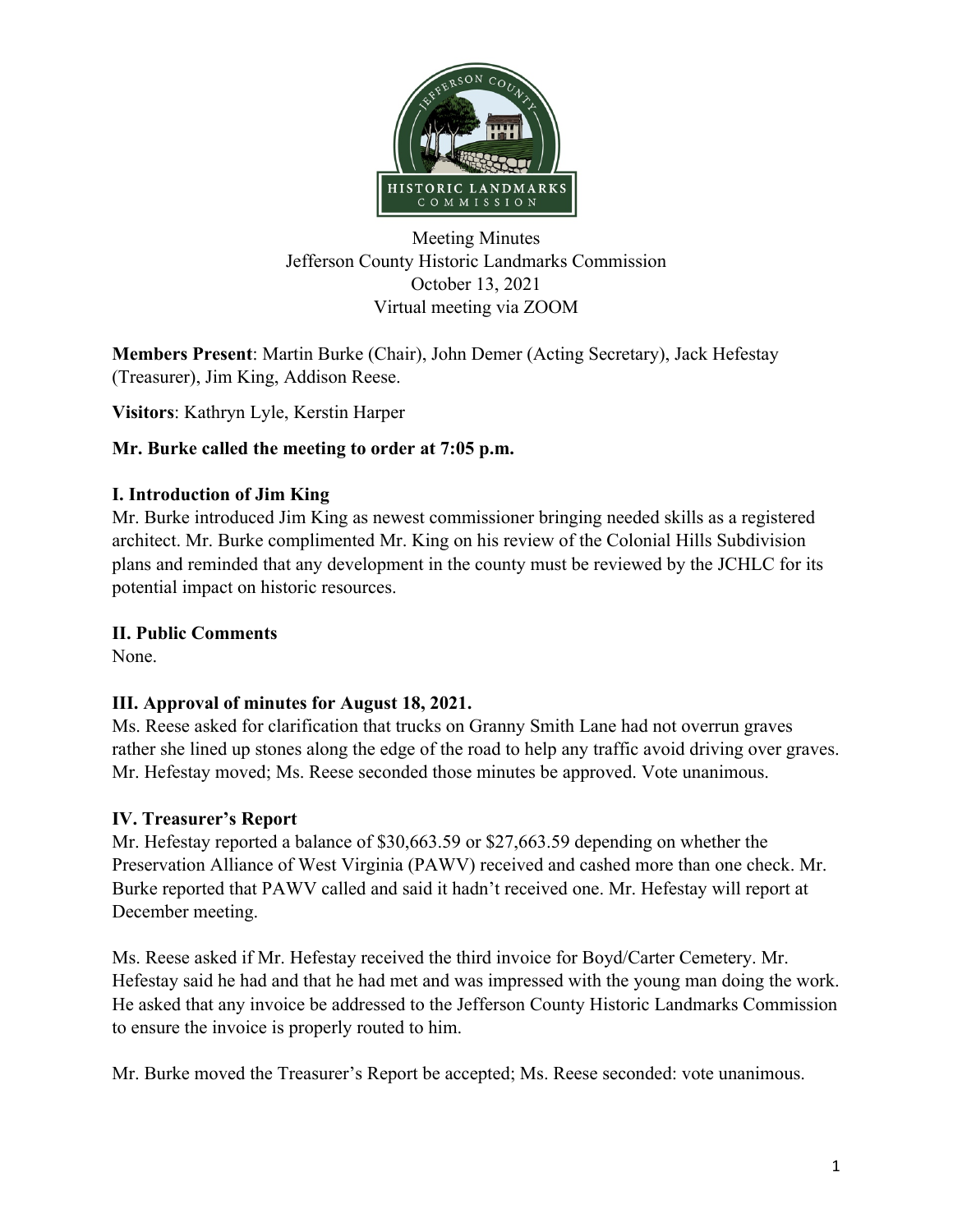Meeting Minutes
Jefferson County Historic Landmarks Commission
October 13, 2021
Virtual meeting via ZOOM

**Members Present**: Martin Burke (Chair), John Demer (Acting Secretary), Jack Hefestay (Treasurer), Jim King, Addison Reese.

**Visitors**: Kathryn Lyle, Kerstin Harper

**Mr. Burke called the meeting to order at 7:05 p.m.**

## I. Introduction of Jim King

Mr. Burke introduced Jim King as newest commissioner bringing needed skills as a registered architect. Mr. Burke complimented Mr. King on his review of the Colonial Hills Subdivision plans and reminded that any development in the county must be reviewed by the JCHLC for its potential impact on historic resources.

## II. Public Comments

None.

## III. Approval of minutes for August 18, 2021.

Ms. Reese asked for clarification that trucks on Granny Smith Lane had not overrun graves rather she lined up stones along the edge of the road to help any traffic avoid driving over graves. Mr. Hefestay moved; Ms. Reese seconded those minutes be approved. Vote unanimous.

## IV. Treasurer's Report

Mr. Hefestay reported a balance of $30,663.59 or $27,663.59 depending on whether the Preservation Alliance of West Virginia (PAWV) received and cashed more than one check. Mr. Burke reported that PAWV called and said it hadn't received one. Mr. Hefestay will report at December meeting.

Ms. Reese asked if Mr. Hefestay received the third invoice for Boyd/Carter Cemetery. Mr. Hefestay said he had and that he had met and was impressed with the young man doing the work. He asked that any invoice be addressed to the Jefferson County Historic Landmarks Commission to ensure the invoice is properly routed to him.

Mr. Burke moved the Treasurer's Report be accepted; Ms. Reese seconded: vote unanimous.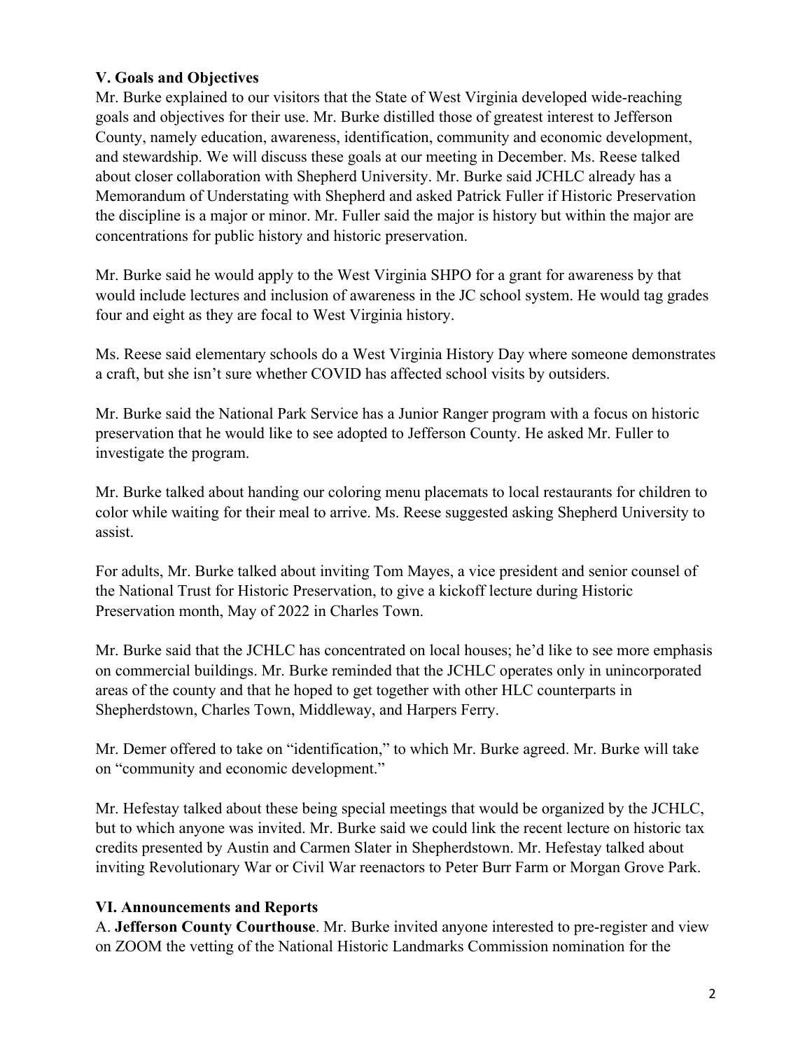### V. Goals and Objectives

Mr. Burke explained to our visitors that the State of West Virginia developed wide-reaching goals and objectives for their use. Mr. Burke distilled those of greatest interest to Jefferson County, namely education, awareness, identification, community and economic development, and stewardship. We will discuss these goals at our meeting in December. Ms. Reese talked about closer collaboration with Shepherd University. Mr. Burke said JCHLC already has a Memorandum of Understating with Shepherd and asked Patrick Fuller if Historic Preservation the discipline is a major or minor. Mr. Fuller said the major is history but within the major are concentrations for public history and historic preservation.

Mr. Burke said he would apply to the West Virginia SHPO for a grant for awareness by that would include lectures and inclusion of awareness in the JC school system. He would tag grades four and eight as they are focal to West Virginia history.

Ms. Reese said elementary schools do a West Virginia History Day where someone demonstrates a craft, but she isn't sure whether COVID has affected school visits by outsiders.

Mr. Burke said the National Park Service has a Junior Ranger program with a focus on historic preservation that he would like to see adopted to Jefferson County. He asked Mr. Fuller to investigate the program.

Mr. Burke talked about handing our coloring menu placemats to local restaurants for children to color while waiting for their meal to arrive. Ms. Reese suggested asking Shepherd University to assist.

For adults, Mr. Burke talked about inviting Tom Mayes, a vice president and senior counsel of the National Trust for Historic Preservation, to give a kickoff lecture during Historic Preservation month, May of 2022 in Charles Town.

Mr. Burke said that the JCHLC has concentrated on local houses; he'd like to see more emphasis on commercial buildings. Mr. Burke reminded that the JCHLC operates only in unincorporated areas of the county and that he hoped to get together with other HLC counterparts in Shepherdstown, Charles Town, Middleway, and Harpers Ferry.

Mr. Demer offered to take on "identification," to which Mr. Burke agreed. Mr. Burke will take on "community and economic development."

Mr. Hefestay talked about these being special meetings that would be organized by the JCHLC, but to which anyone was invited. Mr. Burke said we could link the recent lecture on historic tax credits presented by Austin and Carmen Slater in Shepherdstown. Mr. Hefestay talked about inviting Revolutionary War or Civil War reenactors to Peter Burr Farm or Morgan Grove Park.

### VI. Announcements and Reports

A. **Jefferson County Courthouse**. Mr. Burke invited anyone interested to pre-register and view on ZOOM the vetting of the National Historic Landmarks Commission nomination for the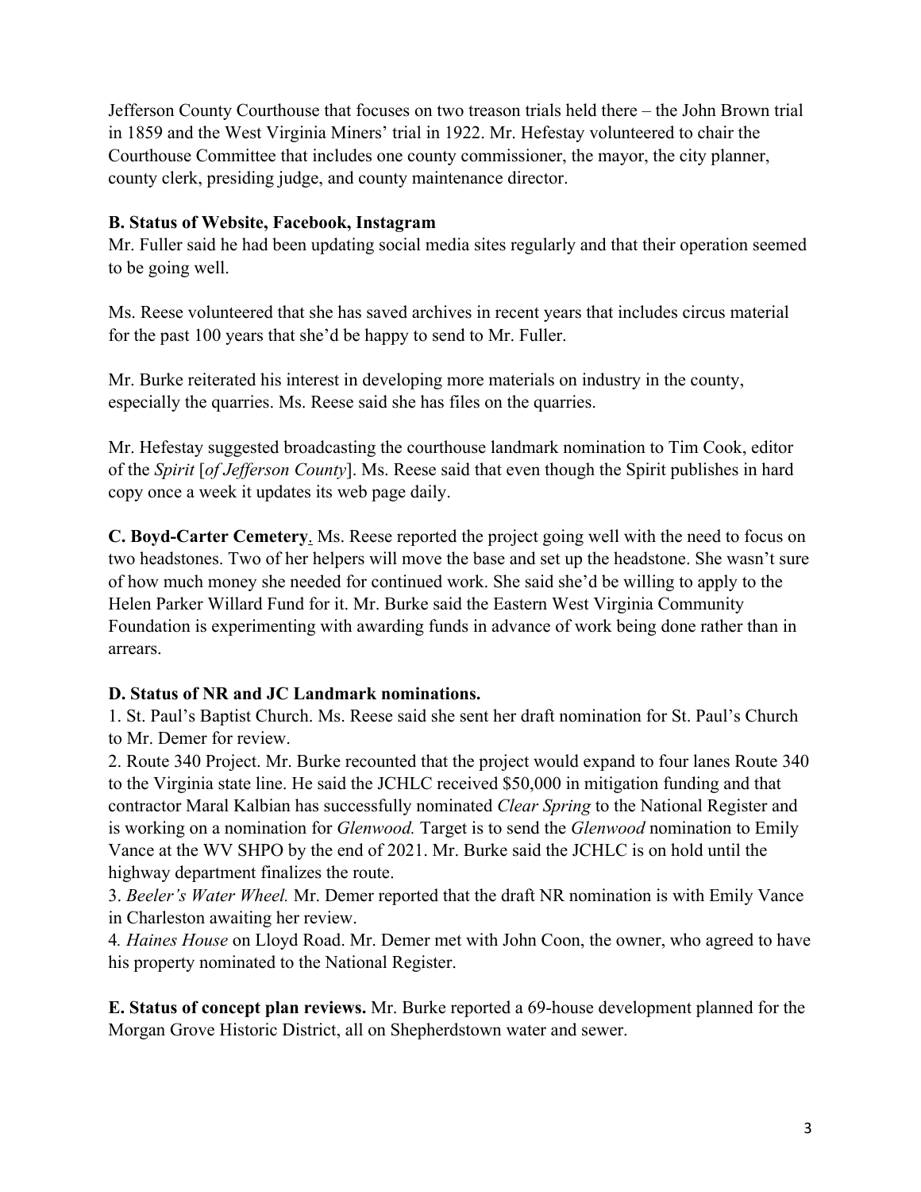Jefferson County Courthouse that focuses on two treason trials held there – the John Brown trial in 1859 and the West Virginia Miners' trial in 1922. Mr. Hefestay volunteered to chair the Courthouse Committee that includes one county commissioner, the mayor, the city planner, county clerk, presiding judge, and county maintenance director.

**B. Status of Website, Facebook, Instagram**

Mr. Fuller said he had been updating social media sites regularly and that their operation seemed to be going well.

Ms. Reese volunteered that she has saved archives in recent years that includes circus material for the past 100 years that she'd be happy to send to Mr. Fuller.

Mr. Burke reiterated his interest in developing more materials on industry in the county, especially the quarries. Ms. Reese said she has files on the quarries.

Mr. Hefestay suggested broadcasting the courthouse landmark nomination to Tim Cook, editor of the *Spirit* [*of Jefferson County*]. Ms. Reese said that even though the Spirit publishes in hard copy once a week it updates its web page daily.

**C. Boyd-Carter Cemetery**. Ms. Reese reported the project going well with the need to focus on two headstones. Two of her helpers will move the base and set up the headstone. She wasn't sure of how much money she needed for continued work. She said she'd be willing to apply to the Helen Parker Willard Fund for it. Mr. Burke said the Eastern West Virginia Community Foundation is experimenting with awarding funds in advance of work being done rather than in arrears.

**D. Status of NR and JC Landmark nominations.**

1. St. Paul's Baptist Church. Ms. Reese said she sent her draft nomination for St. Paul's Church to Mr. Demer for review.
2. Route 340 Project. Mr. Burke recounted that the project would expand to four lanes Route 340 to the Virginia state line. He said the JCHLC received $50,000 in mitigation funding and that contractor Maral Kalbian has successfully nominated *Clear Spring* to the National Register and is working on a nomination for *Glenwood.* Target is to send the *Glenwood* nomination to Emily Vance at the WV SHPO by the end of 2021. Mr. Burke said the JCHLC is on hold until the highway department finalizes the route.
3. *Beeler's Water Wheel.* Mr. Demer reported that the draft NR nomination is with Emily Vance in Charleston awaiting her review.
4. *Haines House* on Lloyd Road. Mr. Demer met with John Coon, the owner, who agreed to have his property nominated to the National Register.

**E. Status of concept plan reviews.** Mr. Burke reported a 69-house development planned for the Morgan Grove Historic District, all on Shepherdstown water and sewer.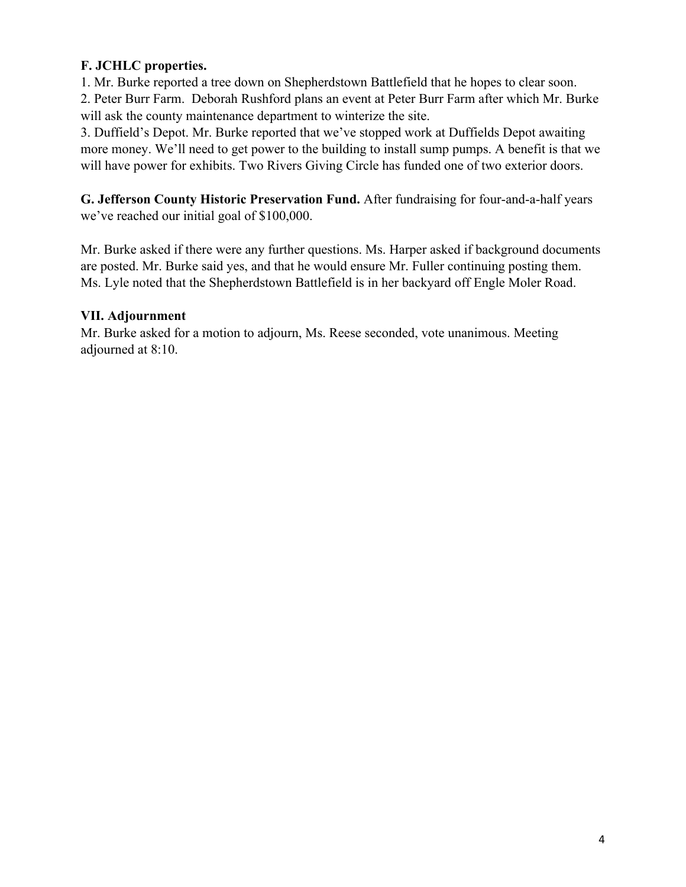**F. JCHLC properties.**

1. Mr. Burke reported a tree down on Shepherdstown Battlefield that he hopes to clear soon.
2. Peter Burr Farm. Deborah Rushford plans an event at Peter Burr Farm after which Mr. Burke will ask the county maintenance department to winterize the site.
3. Duffield's Depot. Mr. Burke reported that we've stopped work at Duffields Depot awaiting more money. We'll need to get power to the building to install sump pumps. A benefit is that we will have power for exhibits. Two Rivers Giving Circle has funded one of two exterior doors.

**G. Jefferson County Historic Preservation Fund.** After fundraising for four-and-a-half years we've reached our initial goal of $100,000.

Mr. Burke asked if there were any further questions. Ms. Harper asked if background documents are posted. Mr. Burke said yes, and that he would ensure Mr. Fuller continuing posting them. Ms. Lyle noted that the Shepherdstown Battlefield is in her backyard off Engle Moler Road.

**VII. Adjournment**

Mr. Burke asked for a motion to adjourn, Ms. Reese seconded, vote unanimous. Meeting adjourned at 8:10.